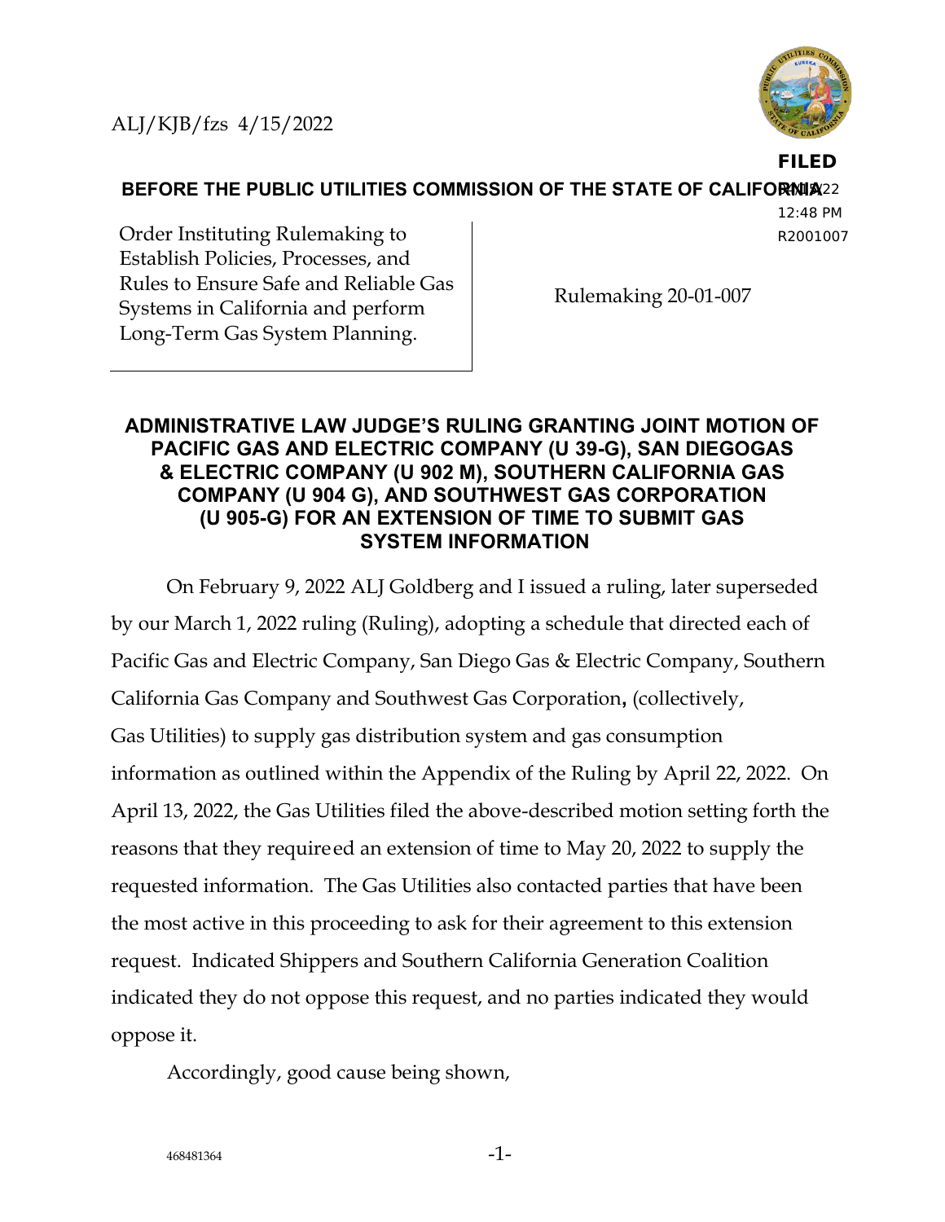ALJ/KJB/fzs 4/15/2022

**FILED**
4/15/22
12:48 PM
R2001007

**BEFORE THE PUBLIC UTILITIES COMMISSION OF THE STATE OF CALIFORNIA**

| Order Instituting Rulemaking to Establish Policies, Processes, and Rules to Ensure Safe and Reliable Gas Systems in California and perform Long-Term Gas System Planning. | Rulemaking 20-01-007 |
|---|---|

## ADMINISTRATIVE LAW JUDGE'S RULING GRANTING JOINT MOTION OF PACIFIC GAS AND ELECTRIC COMPANY (U 39-G), SAN DIEGOGAS & ELECTRIC COMPANY (U 902 M), SOUTHERN CALIFORNIA GAS COMPANY (U 904 G), AND SOUTHWEST GAS CORPORATION (U 905-G) FOR AN EXTENSION OF TIME TO SUBMIT GAS SYSTEM INFORMATION

On February 9, 2022 ALJ Goldberg and I issued a ruling, later superseded by our March 1, 2022 ruling (Ruling), adopting a schedule that directed each of Pacific Gas and Electric Company, San Diego Gas & Electric Company, Southern California Gas Company and Southwest Gas Corporation**,** (collectively, Gas Utilities) to supply gas distribution system and gas consumption information as outlined within the Appendix of the Ruling by April 22, 2022. On April 13, 2022, the Gas Utilities filed the above-described motion setting forth the reasons that they requireed an extension of time to May 20, 2022 to supply the requested information. The Gas Utilities also contacted parties that have been the most active in this proceeding to ask for their agreement to this extension request. Indicated Shippers and Southern California Generation Coalition indicated they do not oppose this request, and no parties indicated they would oppose it.

Accordingly, good cause being shown,

468481364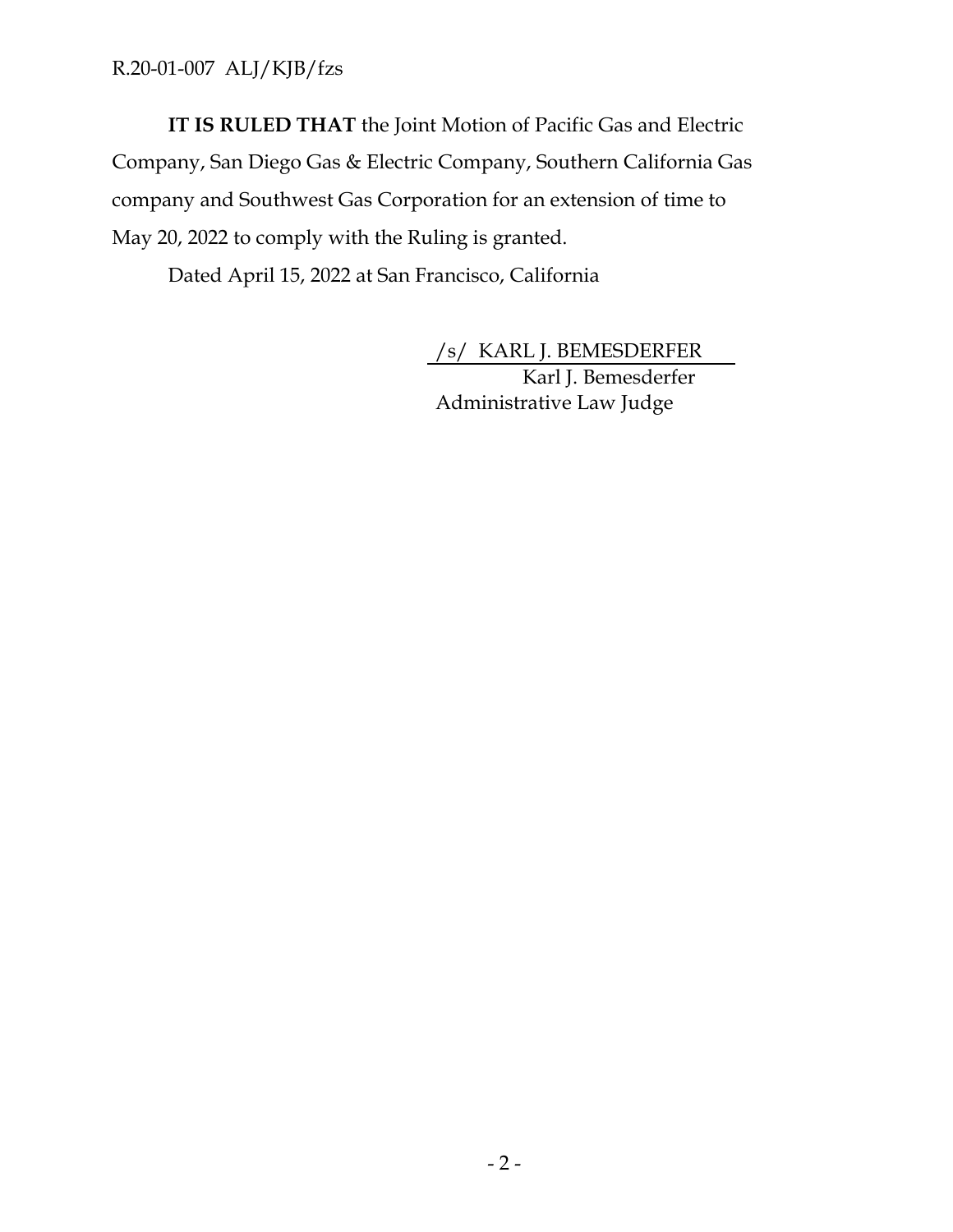**IT IS RULED THAT** the Joint Motion of Pacific Gas and Electric Company, San Diego Gas & Electric Company, Southern California Gas company and Southwest Gas Corporation for an extension of time to May 20, 2022 to comply with the Ruling is granted.

Dated April 15, 2022 at San Francisco, California

/s/ KARL J. BEMESDERFER
Karl J. Bemesderfer
Administrative Law Judge